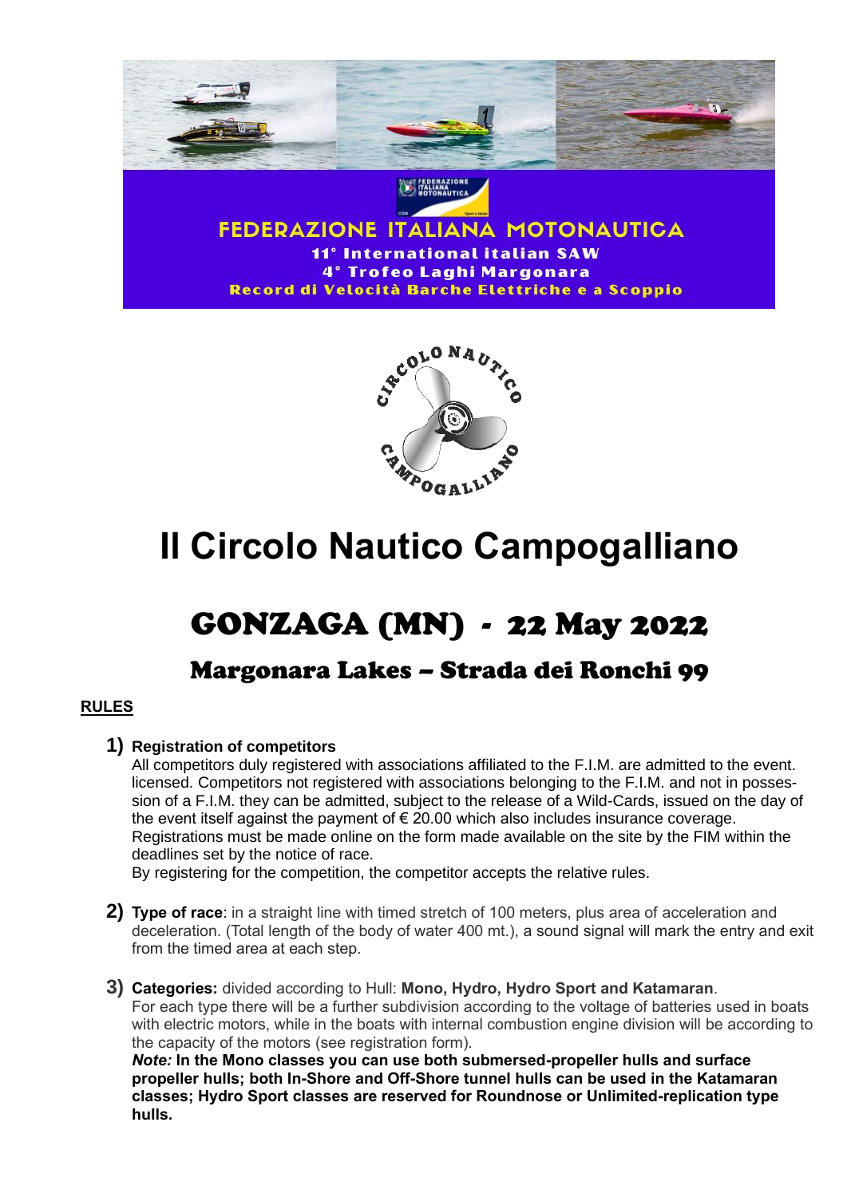FEDERAZIONE ITALIANA MOTONAUTICA

11° International italian SAW

4° Trofeo Laghi Margonara

Record di Velocità Barche Elettriche e a Scoppio

CIRCOLO NAUTICO CAMPOGALLIANO

# Il Circolo Nautico Campogalliano

## GONZAGA (MN) - 22 May 2022

### Margonara Lakes – Strada dei Ronchi 99

**RULES**

1) **Registration of competitors**
   All competitors duly registered with associations affiliated to the F.I.M. are admitted to the event. licensed. Competitors not registered with associations belonging to the F.I.M. and not in possession of a F.I.M. they can be admitted, subject to the release of a Wild-Cards, issued on the day of the event itself against the payment of € 20.00 which also includes insurance coverage. Registrations must be made online on the form made available on the site by the FIM within the deadlines set by the notice of race.
   By registering for the competition, the competitor accepts the relative rules.

2) **Type of race**: in a straight line with timed stretch of 100 meters, plus area of acceleration and deceleration. (Total length of the body of water 400 mt.), a sound signal will mark the entry and exit from the timed area at each step.

3) **Categories:** divided according to Hull: **Mono, Hydro, Hydro Sport and Katamaran**.
   For each type there will be a further subdivision according to the voltage of batteries used in boats with electric motors, while in the boats with internal combustion engine division will be according to the capacity of the motors (see registration form).
   ***Note:*** **In the Mono classes you can use both submersed-propeller hulls and surface propeller hulls; both In-Shore and Off-Shore tunnel hulls can be used in the Katamaran classes; Hydro Sport classes are reserved for Roundnose or Unlimited-replication type hulls.**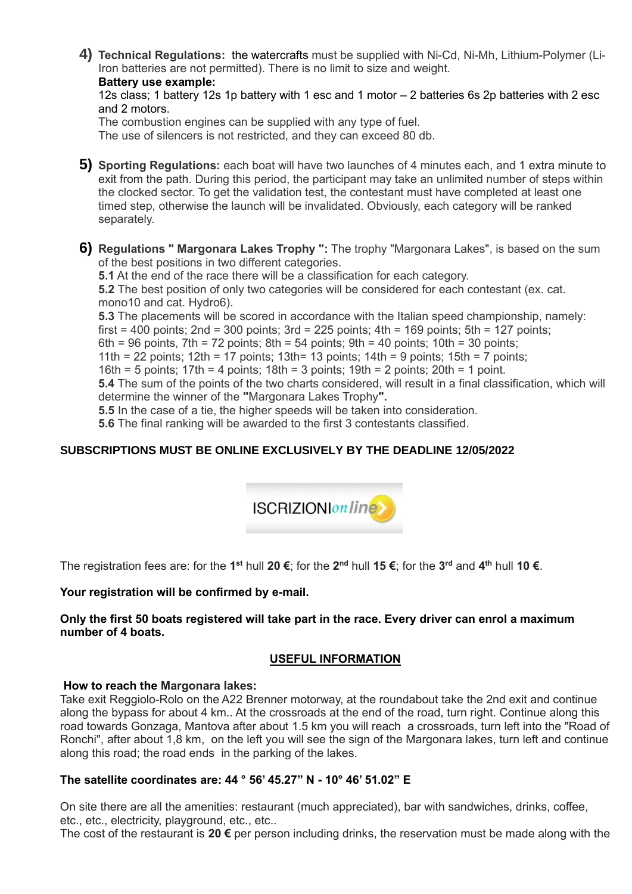4) **Technical Regulations:** the watercrafts must be supplied with Ni-Cd, Ni-Mh, Lithium-Polymer (Li-Iron batteries are not permitted). There is no limit to size and weight.
**Battery use example:**
12s class; 1 battery 12s 1p battery with 1 esc and 1 motor – 2 batteries 6s 2p batteries with 2 esc and 2 motors.
The combustion engines can be supplied with any type of fuel.
The use of silencers is not restricted, and they can exceed 80 db.

5) **Sporting Regulations:** each boat will have two launches of 4 minutes each, and 1 extra minute to exit from the path. During this period, the participant may take an unlimited number of steps within the clocked sector. To get the validation test, the contestant must have completed at least one timed step, otherwise the launch will be invalidated. Obviously, each category will be ranked separately.

6) **Regulations " Margonara Lakes Trophy ":** The trophy "Margonara Lakes", is based on the sum of the best positions in two different categories.
**5.1** At the end of the race there will be a classification for each category.
**5.2** The best position of only two categories will be considered for each contestant (ex. cat. mono10 and cat. Hydro6).
**5.3** The placements will be scored in accordance with the Italian speed championship, namely: first = 400 points; 2nd = 300 points; 3rd = 225 points; 4th = 169 points; 5th = 127 points; 6th = 96 points, 7th = 72 points; 8th = 54 points; 9th = 40 points; 10th = 30 points; 11th = 22 points; 12th = 17 points; 13th= 13 points; 14th = 9 points; 15th = 7 points; 16th = 5 points; 17th = 4 points; 18th = 3 points; 19th = 2 points; 20th = 1 point.
**5.4** The sum of the points of the two charts considered, will result in a final classification, which will determine the winner of the **"**Margonara Lakes Trophy**".**
**5.5** In the case of a tie, the higher speeds will be taken into consideration.
**5.6** The final ranking will be awarded to the first 3 contestants classified.

**SUBSCRIPTIONS MUST BE ONLINE EXCLUSIVELY BY THE DEADLINE 12/05/2022**

ISCRIZIONI*online*

The registration fees are: for the **1st** hull **20 €**; for the **2nd** hull **15 €**; for the **3rd** and **4th** hull **10 €**.

**Your registration will be confirmed by e-mail.**

**Only the first 50 boats registered will take part in the race. Every driver can enrol a maximum number of 4 boats.**

## USEFUL INFORMATION

**How to reach the Margonara lakes:**
Take exit Reggiolo-Rolo on the A22 Brenner motorway, at the roundabout take the 2nd exit and continue along the bypass for about 4 km.. At the crossroads at the end of the road, turn right. Continue along this road towards Gonzaga, Mantova after about 1.5 km you will reach a crossroads, turn left into the "Road of Ronchi", after about 1,8 km, on the left you will see the sign of the Margonara lakes, turn left and continue along this road; the road ends in the parking of the lakes.

**The satellite coordinates are: 44 ° 56' 45.27" N - 10° 46' 51.02" E**

On site there are all the amenities: restaurant (much appreciated), bar with sandwiches, drinks, coffee, etc., etc., electricity, playground, etc., etc..
The cost of the restaurant is **20 €** per person including drinks, the reservation must be made along with the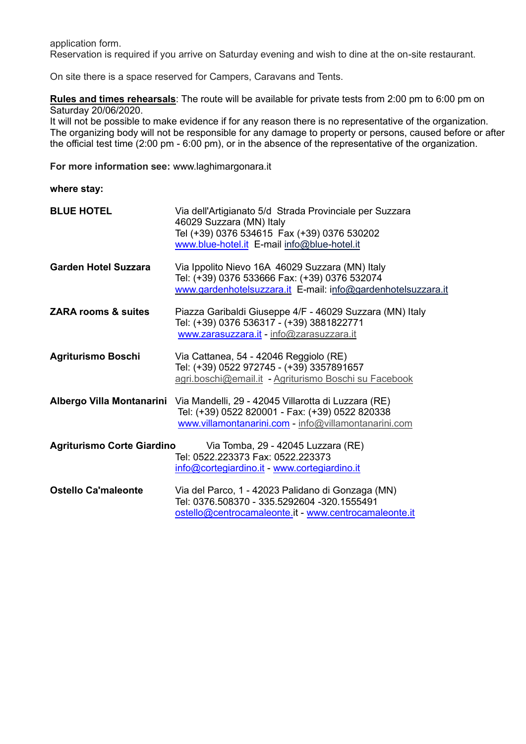application form.
Reservation is required if you arrive on Saturday evening and wish to dine at the on-site restaurant.

On site there is a space reserved for Campers, Caravans and Tents.

**Rules and times rehearsals**: The route will be available for private tests from 2:00 pm to 6:00 pm on Saturday 20/06/2020.
It will not be possible to make evidence if for any reason there is no representative of the organization.
The organizing body will not be responsible for any damage to property or persons, caused before or after the official test time (2:00 pm - 6:00 pm), or in the absence of the representative of the organization.

**For more information see:** www.laghimargonara.it

**where stay:**

**BLUE HOTEL**
Via dell'Artigianato 5/d Strada Provinciale per Suzzara
46029 Suzzara (MN) Italy
Tel (+39) 0376 534615 Fax (+39) 0376 530202
www.blue-hotel.it E-mail info@blue-hotel.it

**Garden Hotel Suzzara**
Via Ippolito Nievo 16A 46029 Suzzara (MN) Italy
Tel: (+39) 0376 533666 Fax: (+39) 0376 532074
www.gardenhotelsuzzara.it E-mail: info@gardenhotelsuzzara.it

**ZARA rooms & suites**
Piazza Garibaldi Giuseppe 4/F - 46029 Suzzara (MN) Italy
Tel: (+39) 0376 536317 - (+39) 3881822771
www.zarasuzzara.it - info@zarasuzzara.it

**Agriturismo Boschi**
Via Cattanea, 54 - 42046 Reggiolo (RE)
Tel: (+39) 0522 972745 - (+39) 3357891657
agri.boschi@email.it - Agriturismo Boschi su Facebook

**Albergo Villa Montanarini**
Via Mandelli, 29 - 42045 Villarotta di Luzzara (RE)
Tel: (+39) 0522 820001 - Fax: (+39) 0522 820338
www.villamontanarini.com - info@villamontanarini.com

**Agriturismo Corte Giardino**
Via Tomba, 29 - 42045 Luzzara (RE)
Tel: 0522.223373 Fax: 0522.223373
info@cortegiardino.it - www.cortegiardino.it

**Ostello Ca'maleonte**
Via del Parco, 1 - 42023 Palidano di Gonzaga (MN)
Tel: 0376.508370 - 335.5292604 -320.1555491
ostello@centrocamaleonte.it - www.centrocamaleonte.it